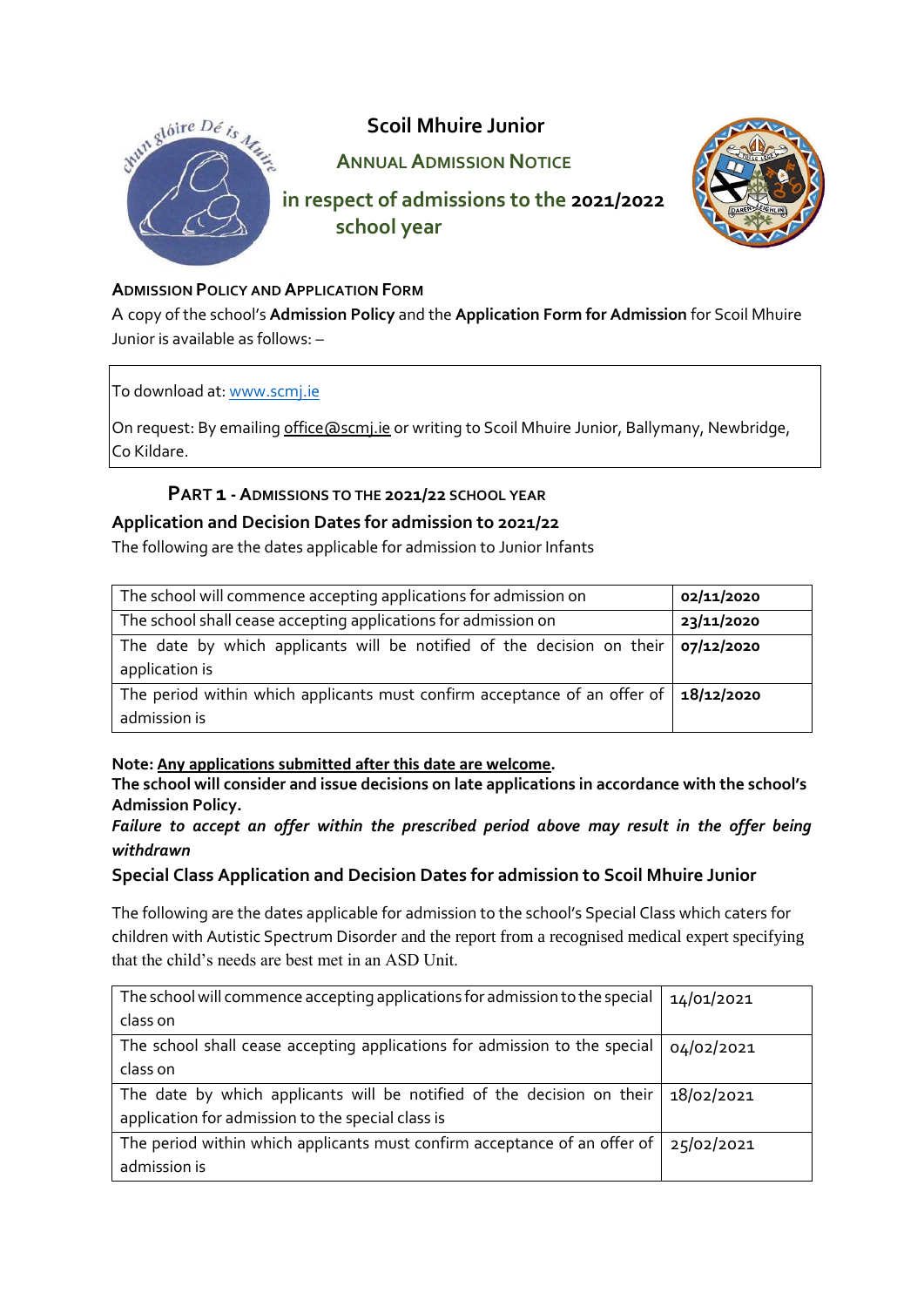# Scoil Mhuire Junior

## ANNUAL ADMISSION NOTICE

## in respect of admissions to the 2021/2022 school year

### ADMISSION POLICY AND APPLICATION FORM

A copy of the school's **Admission Policy** and the **Application Form for Admission** for Scoil Mhuire Junior is available as follows: –

To download at: www.scmj.ie

On request: By emailing office@scmj.ie or writing to Scoil Mhuire Junior, Ballymany, Newbridge, Co Kildare.

### PART 1 - ADMISSIONS TO THE 2021/22 SCHOOL YEAR

### Application and Decision Dates for admission to 2021/22

The following are the dates applicable for admission to Junior Infants

| | |
|---|---|
| The school will commence accepting applications for admission on | **02/11/2020** |
| The school shall cease accepting applications for admission on | **23/11/2020** |
| The date by which applicants will be notified of the decision on their application is | **07/12/2020** |
| The period within which applicants must confirm acceptance of an offer of admission is | **18/12/2020** |

**Note: Any applications submitted after this date are welcome.**

**The school will consider and issue decisions on late applications in accordance with the school's Admission Policy.**

***Failure to accept an offer within the prescribed period above may result in the offer being withdrawn***

### Special Class Application and Decision Dates for admission to Scoil Mhuire Junior

The following are the dates applicable for admission to the school's Special Class which caters for children with Autistic Spectrum Disorder and the report from a recognised medical expert specifying that the child's needs are best met in an ASD Unit.

| | |
|---|---|
| The school will commence accepting applications for admission to the special class on | 14/01/2021 |
| The school shall cease accepting applications for admission to the special class on | 04/02/2021 |
| The date by which applicants will be notified of the decision on their application for admission to the special class is | 18/02/2021 |
| The period within which applicants must confirm acceptance of an offer of admission is | 25/02/2021 |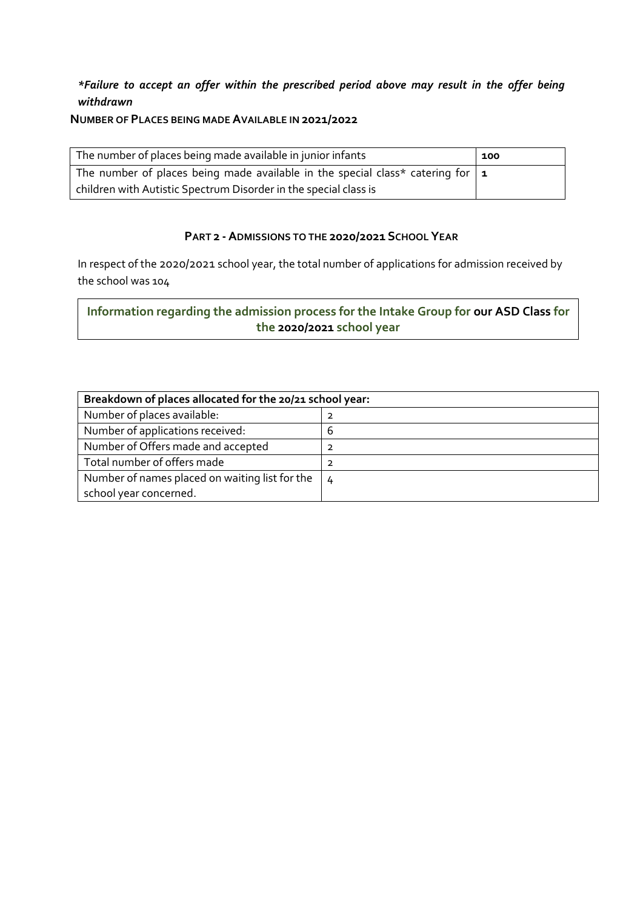*\*Failure to accept an offer within the prescribed period above may result in the offer being withdrawn*

**NUMBER OF PLACES BEING MADE AVAILABLE IN 2021/2022**

| | |
|---|---|
| The number of places being made available in junior infants | **100** |
| The number of places being made available in the special class* catering for children with Autistic Spectrum Disorder in the special class is | **1** |

## PART 2 - ADMISSIONS TO THE 2020/2021 SCHOOL YEAR

In respect of the 2020/2021 school year, the total number of applications for admission received by the school was 104

**Information regarding the admission process for the Intake Group for our ASD Class for the 2020/2021 school year**

| **Breakdown of places allocated for the 20/21 school year:** | |
|---|---|
| Number of places available: | 2 |
| Number of applications received: | 6 |
| Number of Offers made and accepted | 2 |
| Total number of offers made | 2 |
| Number of names placed on waiting list for the school year concerned. | 4 |